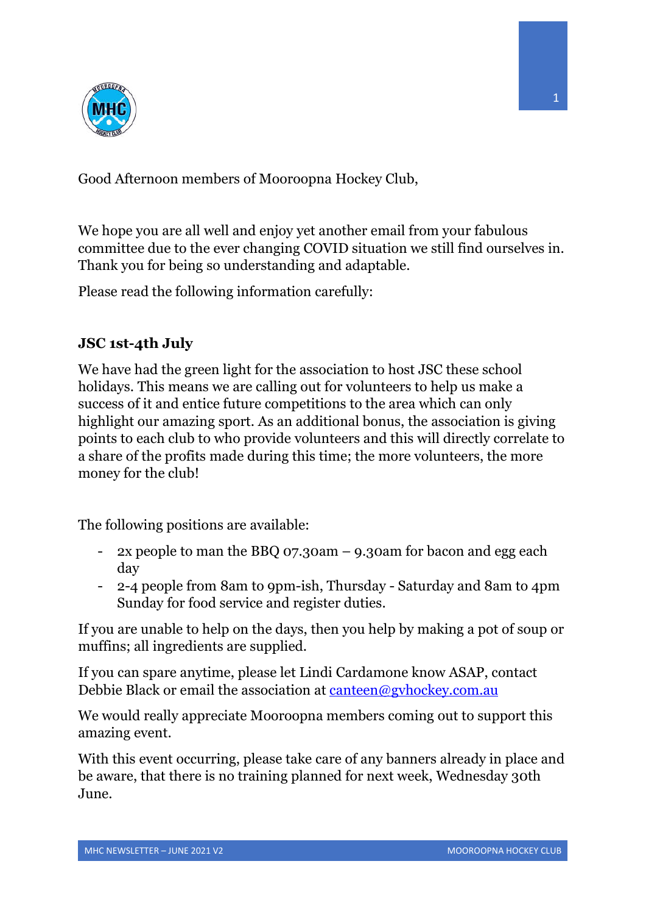Good Afternoon members of Mooroopna Hockey Club,

We hope you are all well and enjoy yet another email from your fabulous committee due to the ever changing COVID situation we still find ourselves in. Thank you for being so understanding and adaptable.

Please read the following information carefully:

**JSC 1st-4th July**

We have had the green light for the association to host JSC these school holidays. This means we are calling out for volunteers to help us make a success of it and entice future competitions to the area which can only highlight our amazing sport. As an additional bonus, the association is giving points to each club to who provide volunteers and this will directly correlate to a share of the profits made during this time; the more volunteers, the more money for the club!

The following positions are available:

- 2x people to man the BBQ 07.30am – 9.30am for bacon and egg each day
- 2-4 people from 8am to 9pm-ish, Thursday - Saturday and 8am to 4pm Sunday for food service and register duties.

If you are unable to help on the days, then you help by making a pot of soup or muffins; all ingredients are supplied.

If you can spare anytime, please let Lindi Cardamone know ASAP, contact Debbie Black or email the association at canteen@gvhockey.com.au

We would really appreciate Mooroopna members coming out to support this amazing event.

With this event occurring, please take care of any banners already in place and be aware, that there is no training planned for next week, Wednesday 30th June.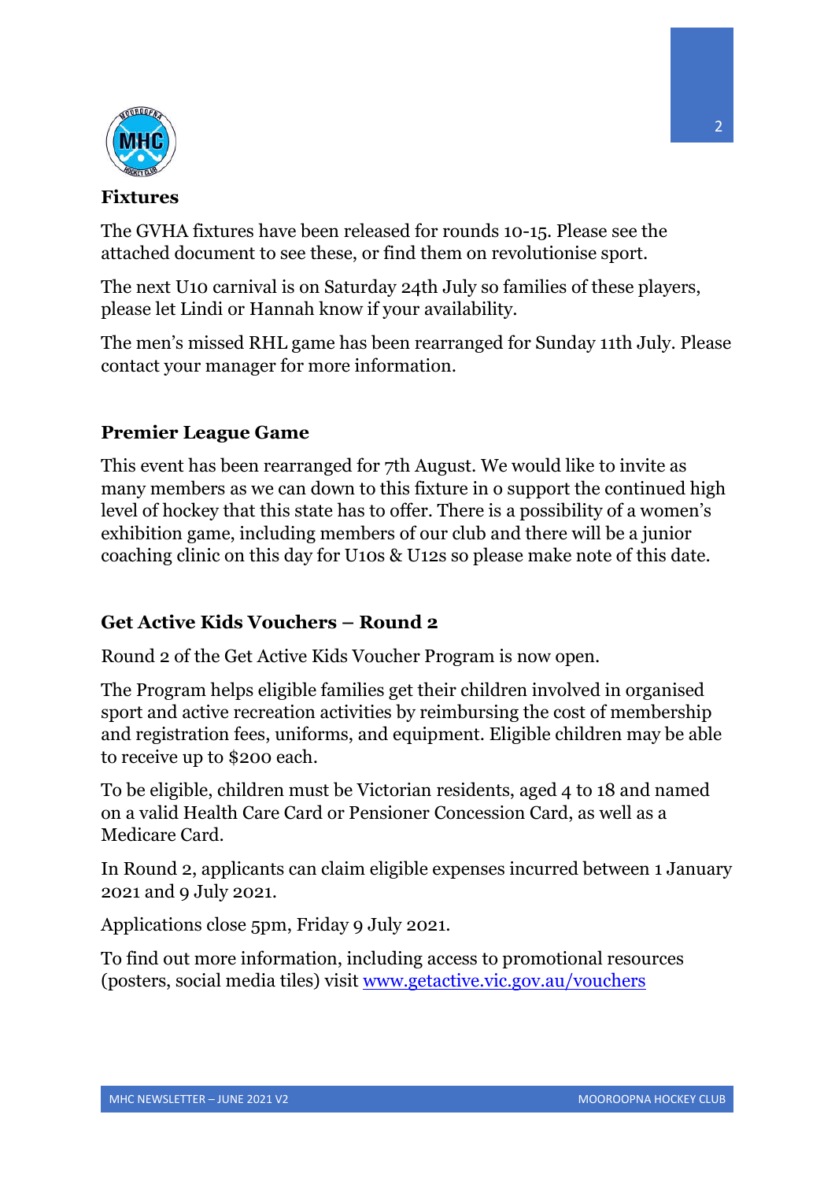## Fixtures

The GVHA fixtures have been released for rounds 10-15. Please see the attached document to see these, or find them on revolutionise sport.

The next U10 carnival is on Saturday 24th July so families of these players, please let Lindi or Hannah know if your availability.

The men's missed RHL game has been rearranged for Sunday 11th July. Please contact your manager for more information.

## Premier League Game

This event has been rearranged for 7th August. We would like to invite as many members as we can down to this fixture in o support the continued high level of hockey that this state has to offer. There is a possibility of a women's exhibition game, including members of our club and there will be a junior coaching clinic on this day for U10s & U12s so please make note of this date.

## Get Active Kids Vouchers – Round 2

Round 2 of the Get Active Kids Voucher Program is now open.

The Program helps eligible families get their children involved in organised sport and active recreation activities by reimbursing the cost of membership and registration fees, uniforms, and equipment. Eligible children may be able to receive up to $200 each.

To be eligible, children must be Victorian residents, aged 4 to 18 and named on a valid Health Care Card or Pensioner Concession Card, as well as a Medicare Card.

In Round 2, applicants can claim eligible expenses incurred between 1 January 2021 and 9 July 2021.

Applications close 5pm, Friday 9 July 2021.

To find out more information, including access to promotional resources (posters, social media tiles) visit [www.getactive.vic.gov.au/vouchers](www.getactive.vic.gov.au/vouchers)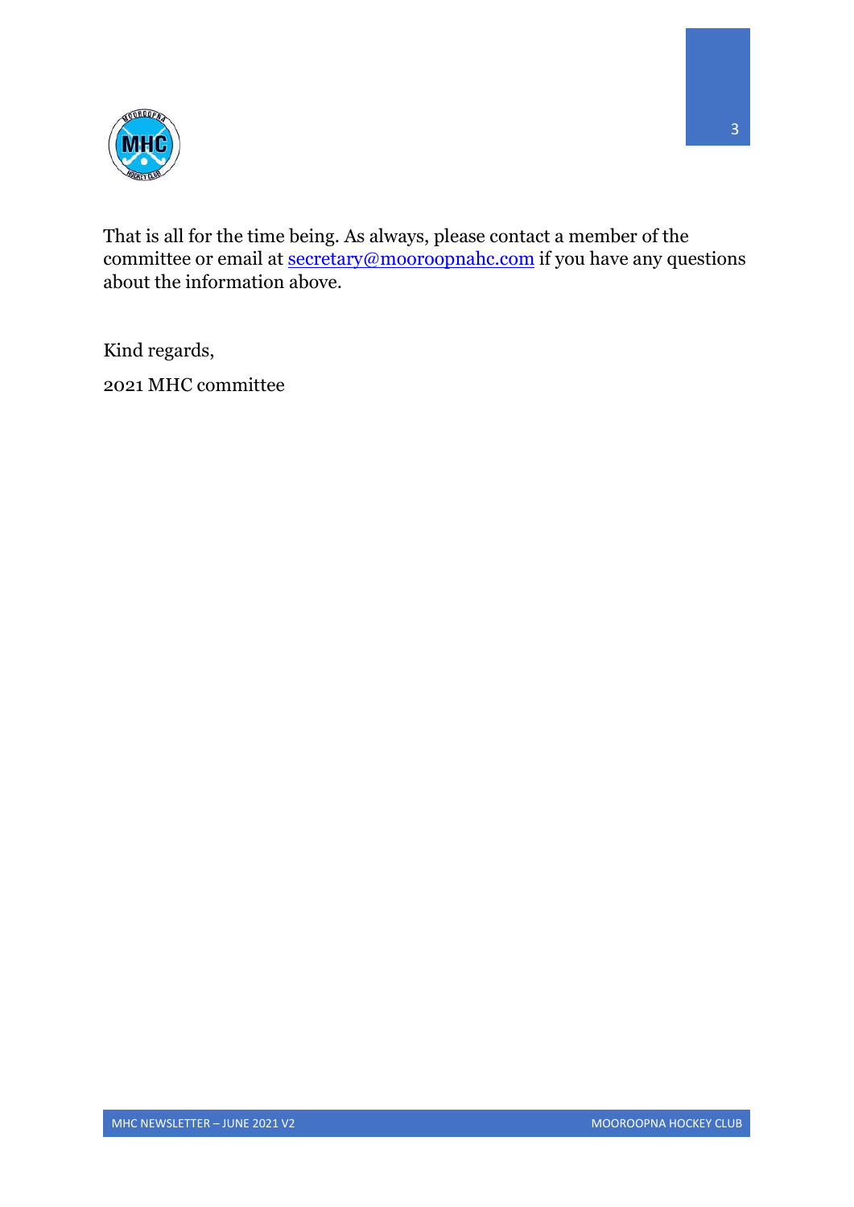That is all for the time being. As always, please contact a member of the committee or email at secretary@mooroopnahc.com if you have any questions about the information above.

Kind regards,

2021 MHC committee